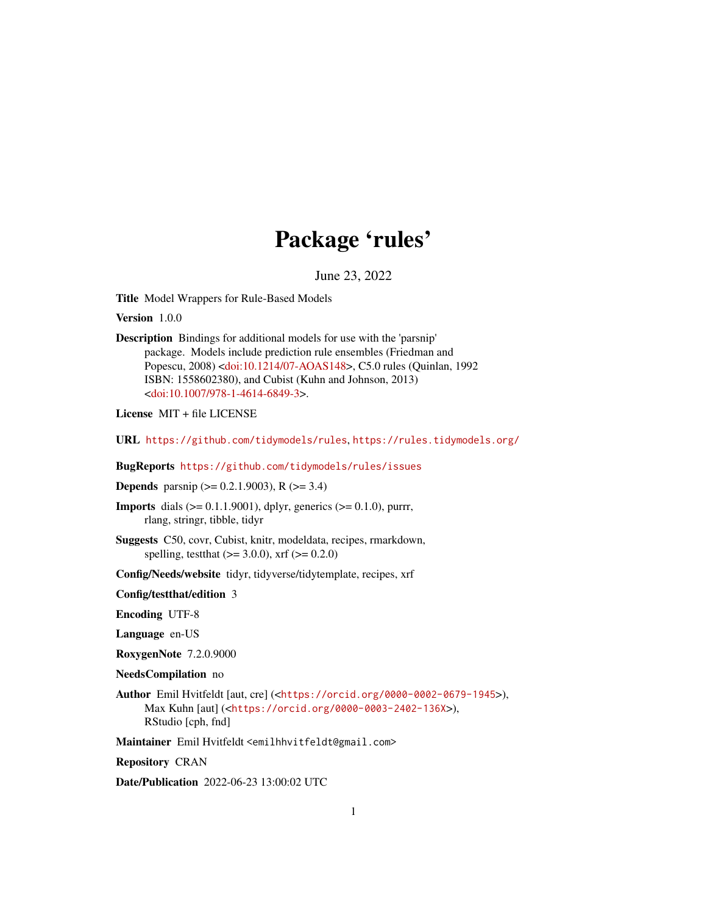# Package 'rules'

June 23, 2022

**Title** Model Wrappers for Rule-Based Models

**Version** 1.0.0

**Description** Bindings for additional models for use with the 'parsnip' package. Models include prediction rule ensembles (Friedman and Popescu, 2008) <doi:10.1214/07-AOAS148>, C5.0 rules (Quinlan, 1992 ISBN: 1558602380), and Cubist (Kuhn and Johnson, 2013) <doi:10.1007/978-1-4614-6849-3>.

**License** MIT + file LICENSE

**URL** https://github.com/tidymodels/rules, https://rules.tidymodels.org/

**BugReports** https://github.com/tidymodels/rules/issues

**Depends** parsnip (>= 0.2.1.9003), R (>= 3.4)

**Imports** dials (>= 0.1.1.9001), dplyr, generics (>= 0.1.0), purrr, rlang, stringr, tibble, tidyr

**Suggests** C50, covr, Cubist, knitr, modeldata, recipes, rmarkdown, spelling, testthat (>= 3.0.0), xrf (>= 0.2.0)

**Config/Needs/website** tidyr, tidyverse/tidytemplate, recipes, xrf

**Config/testthat/edition** 3

**Encoding** UTF-8

**Language** en-US

**RoxygenNote** 7.2.0.9000

**NeedsCompilation** no

**Author** Emil Hvitfeldt [aut, cre] (<https://orcid.org/0000-0002-0679-1945>), Max Kuhn [aut] (<https://orcid.org/0000-0003-2402-136X>), RStudio [cph, fnd]

**Maintainer** Emil Hvitfeldt <emilhhvitfeldt@gmail.com>

**Repository** CRAN

**Date/Publication** 2022-06-23 13:00:02 UTC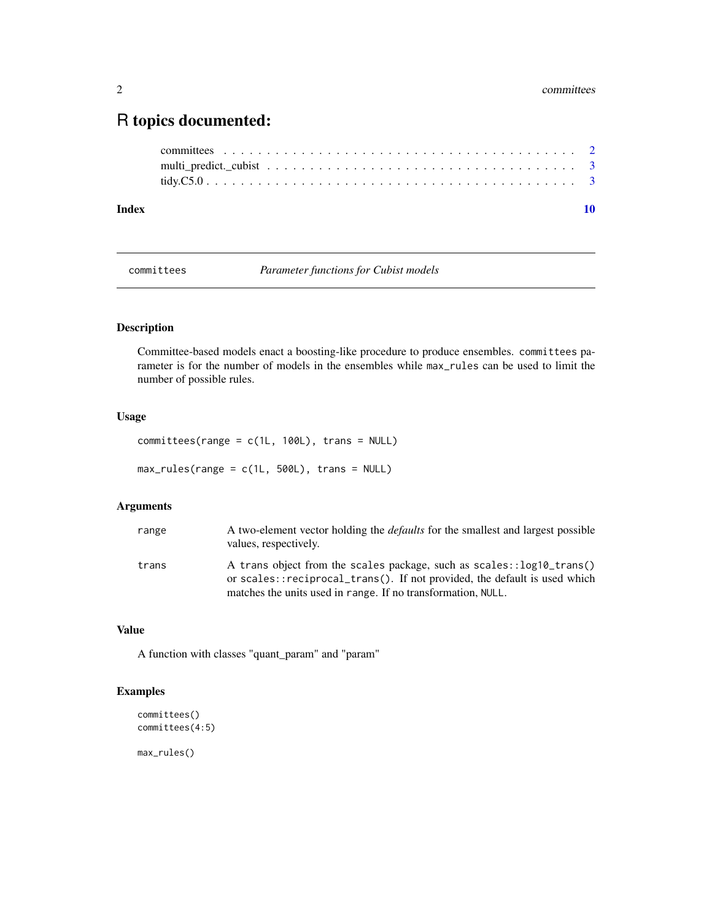# R topics documented:

committees . . . . . . . . . . . . . . . . . . . . . . . . . . . . . . . . . . . . . . . 2
multi_predict._cubist . . . . . . . . . . . . . . . . . . . . . . . . . . . . . . . . . 3
tidy.C5.0 . . . . . . . . . . . . . . . . . . . . . . . . . . . . . . . . . . . . . . . . 3

**Index** **10**

---

`committees` *Parameter functions for Cubist models*

---

## Description

Committee-based models enact a boosting-like procedure to produce ensembles. `committees` parameter is for the number of models in the ensembles while `max_rules` can be used to limit the number of possible rules.

## Usage

```
committees(range = c(1L, 100L), trans = NULL)

max_rules(range = c(1L, 500L), trans = NULL)
```

## Arguments

| | |
|---|---|
| `range` | A two-element vector holding the *defaults* for the smallest and largest possible values, respectively. |
| `trans` | A `trans` object from the `scales` package, such as `scales::log10_trans()` or `scales::reciprocal_trans()`. If not provided, the default is used which matches the units used in `range`. If no transformation, `NULL`. |

## Value

A function with classes "quant_param" and "param"

## Examples

```
committees()
committees(4:5)

max_rules()
```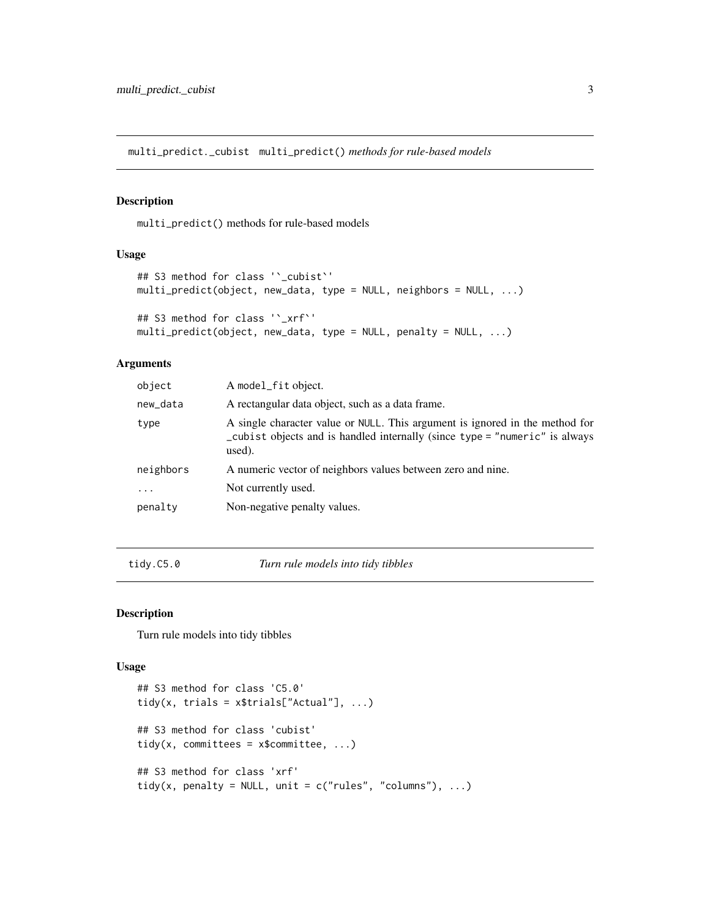## multi_predict._cubist *multi_predict() methods for rule-based models*

### Description

multi_predict() methods for rule-based models

### Usage

```
## S3 method for class '`_cubist`'
multi_predict(object, new_data, type = NULL, neighbors = NULL, ...)

## S3 method for class '`_xrf`'
multi_predict(object, new_data, type = NULL, penalty = NULL, ...)
```

### Arguments

| | |
|---|---|
| object | A model_fit object. |
| new_data | A rectangular data object, such as a data frame. |
| type | A single character value or NULL. This argument is ignored in the method for _cubist objects and is handled internally (since type = "numeric" is always used). |
| neighbors | A numeric vector of neighbors values between zero and nine. |
| ... | Not currently used. |
| penalty | Non-negative penalty values. |

## tidy.C5.0 *Turn rule models into tidy tibbles*

### Description

Turn rule models into tidy tibbles

### Usage

```
## S3 method for class 'C5.0'
tidy(x, trials = x$trials["Actual"], ...)

## S3 method for class 'cubist'
tidy(x, committees = x$committee, ...)

## S3 method for class 'xrf'
tidy(x, penalty = NULL, unit = c("rules", "columns"), ...)
```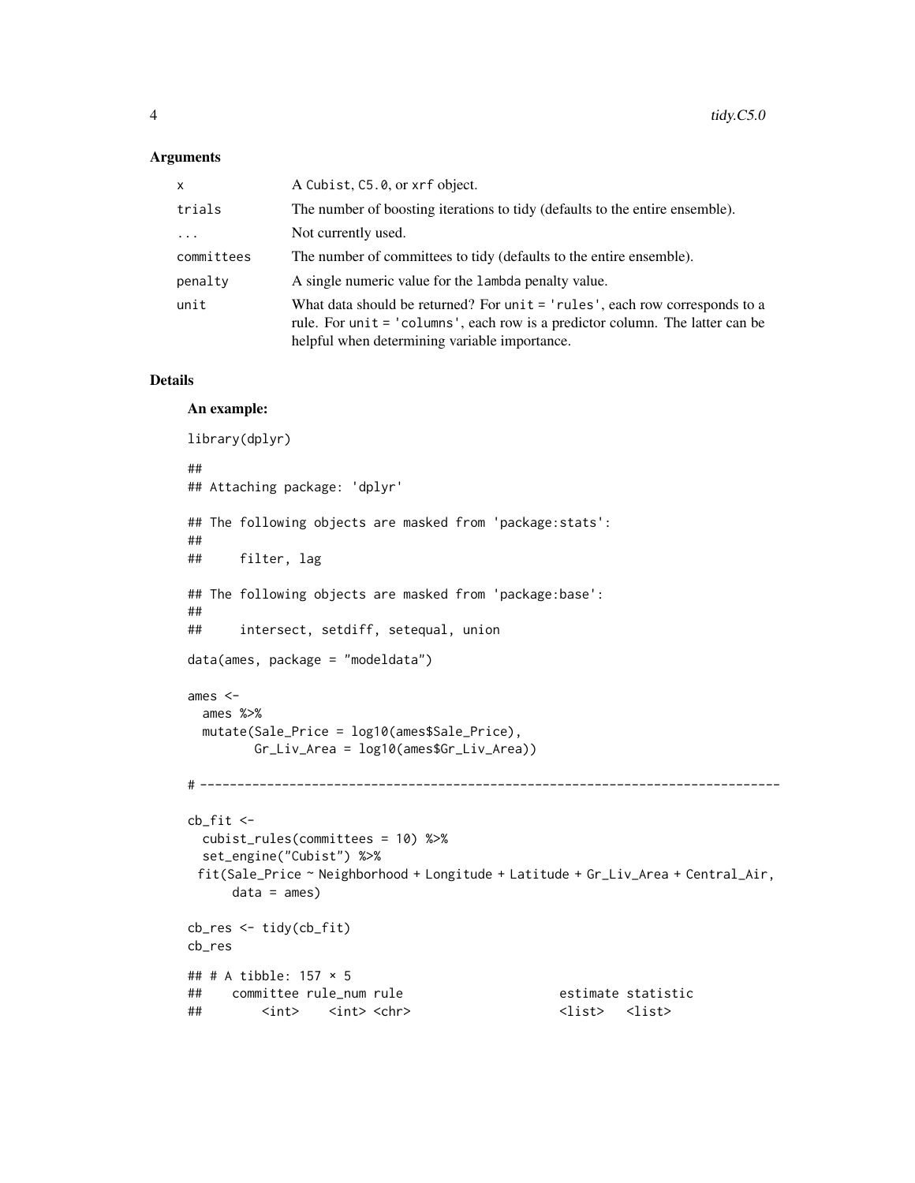### Arguments

| | |
|---|---|
| x | A `Cubist`, `C5.0`, or `xrf` object. |
| trials | The number of boosting iterations to tidy (defaults to the entire ensemble). |
| ... | Not currently used. |
| committees | The number of committees to tidy (defaults to the entire ensemble). |
| penalty | A single numeric value for the `lambda` penalty value. |
| unit | What data should be returned? For `unit = 'rules'`, each row corresponds to a rule. For `unit = 'columns'`, each row is a predictor column. The latter can be helpful when determining variable importance. |

### Details

**An example:**

```
library(dplyr)

##
## Attaching package: 'dplyr'

## The following objects are masked from 'package:stats':
##
##     filter, lag

## The following objects are masked from 'package:base':
##
##     intersect, setdiff, setequal, union

data(ames, package = "modeldata")

ames <-
  ames %>%
  mutate(Sale_Price = log10(ames$Sale_Price),
         Gr_Liv_Area = log10(ames$Gr_Liv_Area))

# ------------------------------------------------------------------------------

cb_fit <-
  cubist_rules(committees = 10) %>%
  set_engine("Cubist") %>%
 fit(Sale_Price ~ Neighborhood + Longitude + Latitude + Gr_Liv_Area + Central_Air,
      data = ames)

cb_res <- tidy(cb_fit)
cb_res

## # A tibble: 157 × 5
##    committee rule_num rule                     estimate statistic
##        <int>    <int> <chr>                    <list>   <list>
```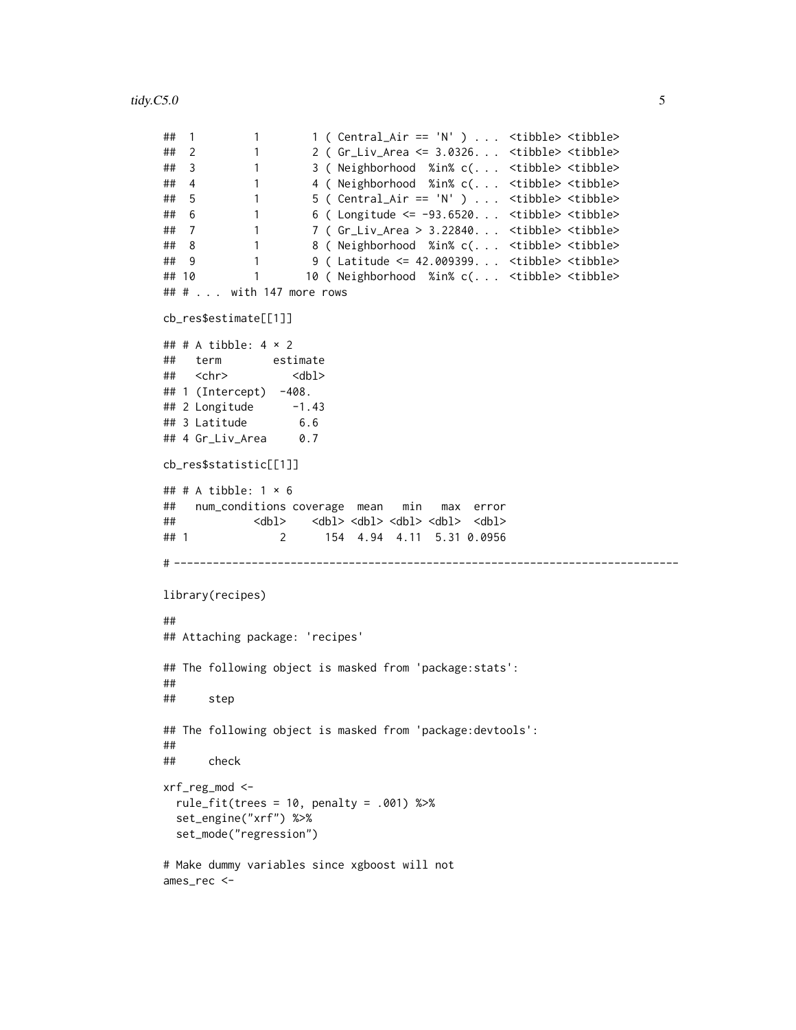```
## 1         1        1 ( Central_Air == 'N' ) . . .  <tibble> <tibble>
## 2         1        2 ( Gr_Liv_Area <= 3.0326. . .  <tibble> <tibble>
## 3         1        3 ( Neighborhood  %in% c(. . .  <tibble> <tibble>
## 4         1        4 ( Neighborhood  %in% c(. . .  <tibble> <tibble>
## 5         1        5 ( Central_Air == 'N' ) . . .  <tibble> <tibble>
## 6         1        6 ( Longitude <= -93.6520. . .  <tibble> <tibble>
## 7         1        7 ( Gr_Liv_Area > 3.22840. . .  <tibble> <tibble>
## 8         1        8 ( Neighborhood  %in% c(. . .  <tibble> <tibble>
## 9         1        9 ( Latitude <= 42.009399. . .  <tibble> <tibble>
## 10        1       10 ( Neighborhood  %in% c(. . .  <tibble> <tibble>
## # . . . with 147 more rows

cb_res$estimate[[1]]

## # A tibble: 4 × 2
##   term        estimate
##   <chr>          <dbl>
## 1 (Intercept)  -408.
## 2 Longitude      -1.43
## 3 Latitude        6.6
## 4 Gr_Liv_Area     0.7

cb_res$statistic[[1]]

## # A tibble: 1 × 6
##   num_conditions coverage  mean   min   max  error
##            <dbl>    <dbl> <dbl> <dbl> <dbl>  <dbl>
## 1              2      154  4.94  4.11  5.31 0.0956

# ------------------------------------------------------------------------------

library(recipes)

##
## Attaching package: 'recipes'

## The following object is masked from 'package:stats':
##
##     step

## The following object is masked from 'package:devtools':
##
##     check

xrf_reg_mod <-
  rule_fit(trees = 10, penalty = .001) %>%
  set_engine("xrf") %>%
  set_mode("regression")

# Make dummy variables since xgboost will not
ames_rec <-
```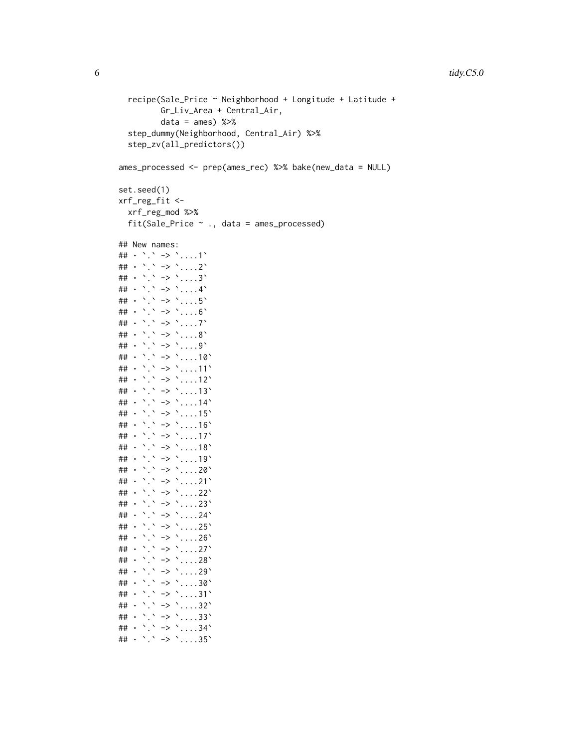```
  recipe(Sale_Price ~ Neighborhood + Longitude + Latitude +
         Gr_Liv_Area + Central_Air,
         data = ames) %>%
  step_dummy(Neighborhood, Central_Air) %>%
  step_zv(all_predictors())

ames_processed <- prep(ames_rec) %>% bake(new_data = NULL)

set.seed(1)
xrf_reg_fit <-
  xrf_reg_mod %>%
  fit(Sale_Price ~ ., data = ames_processed)

## New names:
## • `.` -> `....1`
## • `.` -> `....2`
## • `.` -> `....3`
## • `.` -> `....4`
## • `.` -> `....5`
## • `.` -> `....6`
## • `.` -> `....7`
## • `.` -> `....8`
## • `.` -> `....9`
## • `.` -> `....10`
## • `.` -> `....11`
## • `.` -> `....12`
## • `.` -> `....13`
## • `.` -> `....14`
## • `.` -> `....15`
## • `.` -> `....16`
## • `.` -> `....17`
## • `.` -> `....18`
## • `.` -> `....19`
## • `.` -> `....20`
## • `.` -> `....21`
## • `.` -> `....22`
## • `.` -> `....23`
## • `.` -> `....24`
## • `.` -> `....25`
## • `.` -> `....26`
## • `.` -> `....27`
## • `.` -> `....28`
## • `.` -> `....29`
## • `.` -> `....30`
## • `.` -> `....31`
## • `.` -> `....32`
## • `.` -> `....33`
## • `.` -> `....34`
## • `.` -> `....35`
```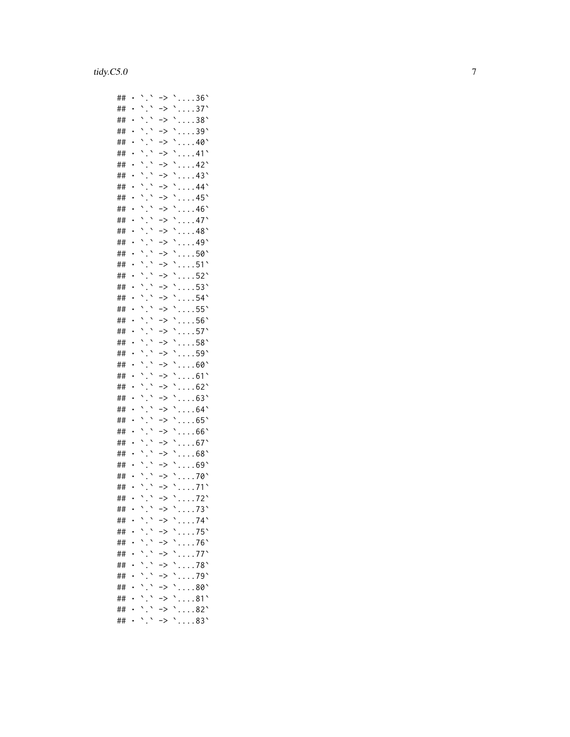```
## • `.` -> `....36`
## • `.` -> `....37`
## • `.` -> `....38`
## • `.` -> `....39`
## • `.` -> `....40`
## • `.` -> `....41`
## • `.` -> `....42`
## • `.` -> `....43`
## • `.` -> `....44`
## • `.` -> `....45`
## • `.` -> `....46`
## • `.` -> `....47`
## • `.` -> `....48`
## • `.` -> `....49`
## • `.` -> `....50`
## • `.` -> `....51`
## • `.` -> `....52`
## • `.` -> `....53`
## • `.` -> `....54`
## • `.` -> `....55`
## • `.` -> `....56`
## • `.` -> `....57`
## • `.` -> `....58`
## • `.` -> `....59`
## • `.` -> `....60`
## • `.` -> `....61`
## • `.` -> `....62`
## • `.` -> `....63`
## • `.` -> `....64`
## • `.` -> `....65`
## • `.` -> `....66`
## • `.` -> `....67`
## • `.` -> `....68`
## • `.` -> `....69`
## • `.` -> `....70`
## • `.` -> `....71`
## • `.` -> `....72`
## • `.` -> `....73`
## • `.` -> `....74`
## • `.` -> `....75`
## • `.` -> `....76`
## • `.` -> `....77`
## • `.` -> `....78`
## • `.` -> `....79`
## • `.` -> `....80`
## • `.` -> `....81`
## • `.` -> `....82`
## • `.` -> `....83`
```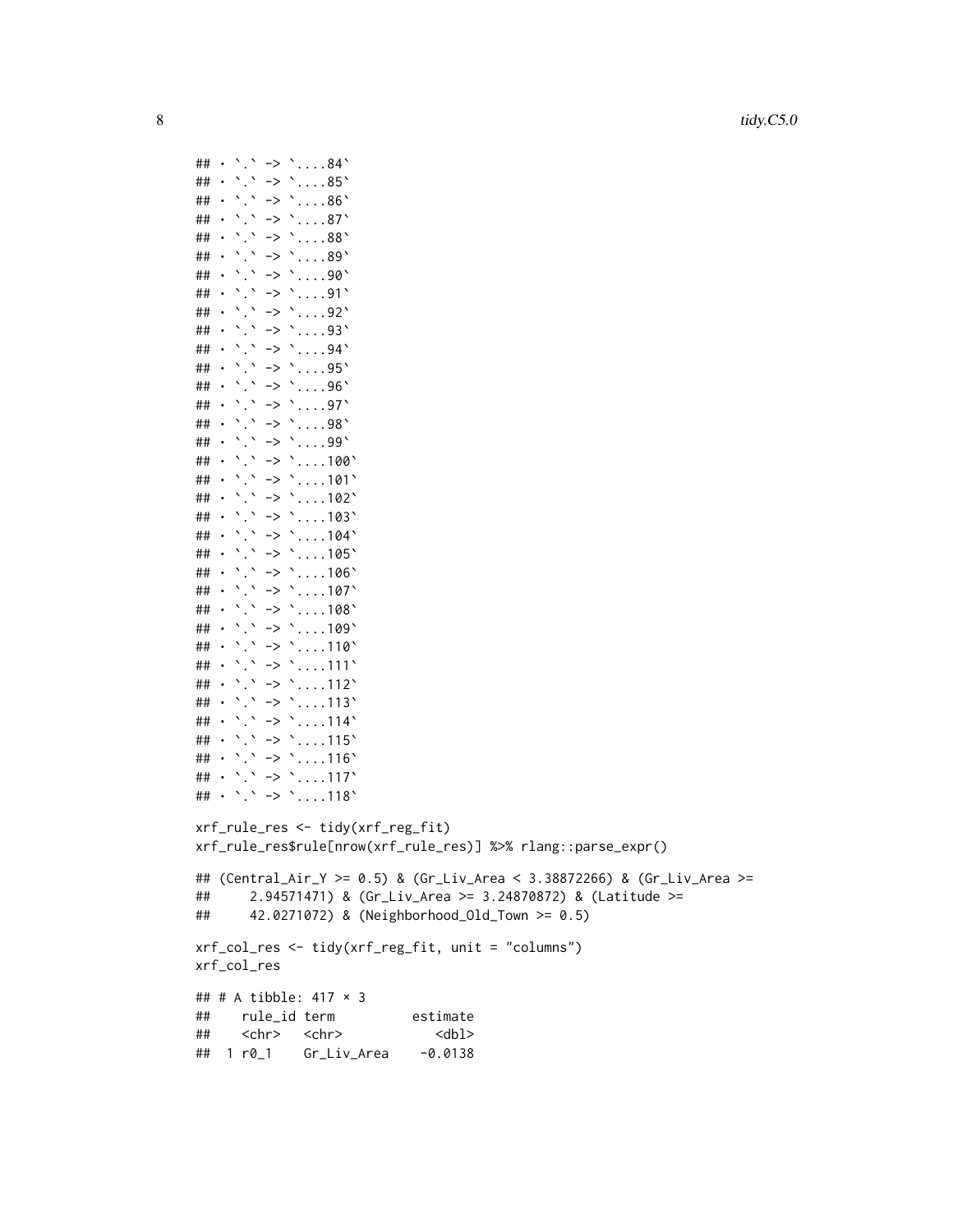```
## • `.` -> `....84`
## • `.` -> `....85`
## • `.` -> `....86`
## • `.` -> `....87`
## • `.` -> `....88`
## • `.` -> `....89`
## • `.` -> `....90`
## • `.` -> `....91`
## • `.` -> `....92`
## • `.` -> `....93`
## • `.` -> `....94`
## • `.` -> `....95`
## • `.` -> `....96`
## • `.` -> `....97`
## • `.` -> `....98`
## • `.` -> `....99`
## • `.` -> `....100`
## • `.` -> `....101`
## • `.` -> `....102`
## • `.` -> `....103`
## • `.` -> `....104`
## • `.` -> `....105`
## • `.` -> `....106`
## • `.` -> `....107`
## • `.` -> `....108`
## • `.` -> `....109`
## • `.` -> `....110`
## • `.` -> `....111`
## • `.` -> `....112`
## • `.` -> `....113`
## • `.` -> `....114`
## • `.` -> `....115`
## • `.` -> `....116`
## • `.` -> `....117`
## • `.` -> `....118`
```

```
xrf_rule_res <- tidy(xrf_reg_fit)
xrf_rule_res$rule[nrow(xrf_rule_res)] %>% rlang::parse_expr()
```

```
## (Central_Air_Y >= 0.5) & (Gr_Liv_Area < 3.38872266) & (Gr_Liv_Area >=
##     2.94571471) & (Gr_Liv_Area >= 3.24870872) & (Latitude >=
##     42.0271072) & (Neighborhood_Old_Town >= 0.5)
```

```
xrf_col_res <- tidy(xrf_reg_fit, unit = "columns")
xrf_col_res
```

```
## # A tibble: 417 × 3
##    rule_id term          estimate
##    <chr>   <chr>            <dbl>
##  1 r0_1    Gr_Liv_Area    -0.0138
```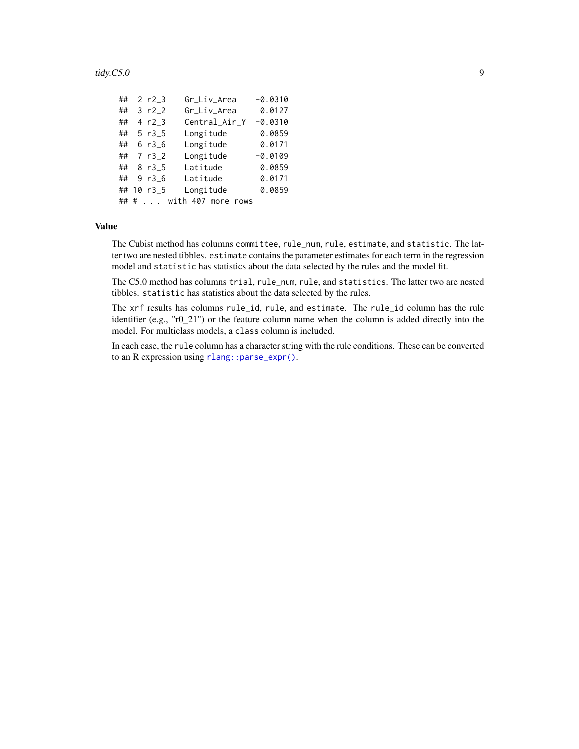```
## 2 r2_3    Gr_Liv_Area    -0.0310
## 3 r2_2    Gr_Liv_Area     0.0127
## 4 r2_3    Central_Air_Y  -0.0310
## 5 r3_5    Longitude       0.0859
## 6 r3_6    Longitude       0.0171
## 7 r3_2    Longitude      -0.0109
## 8 r3_5    Latitude        0.0859
## 9 r3_6    Latitude        0.0171
## 10 r3_5   Longitude       0.0859
## # . . . with 407 more rows
```

### Value

The Cubist method has columns `committee`, `rule_num`, `rule`, `estimate`, and `statistic`. The latter two are nested tibbles. `estimate` contains the parameter estimates for each term in the regression model and `statistic` has statistics about the data selected by the rules and the model fit.

The C5.0 method has columns `trial`, `rule_num`, `rule`, and `statistics`. The latter two are nested tibbles. `statistic` has statistics about the data selected by the rules.

The `xrf` results has columns `rule_id`, `rule`, and `estimate`. The `rule_id` column has the rule identifier (e.g., "r0_21") or the feature column name when the column is added directly into the model. For multiclass models, a `class` column is included.

In each case, the `rule` column has a character string with the rule conditions. These can be converted to an R expression using `rlang::parse_expr()`.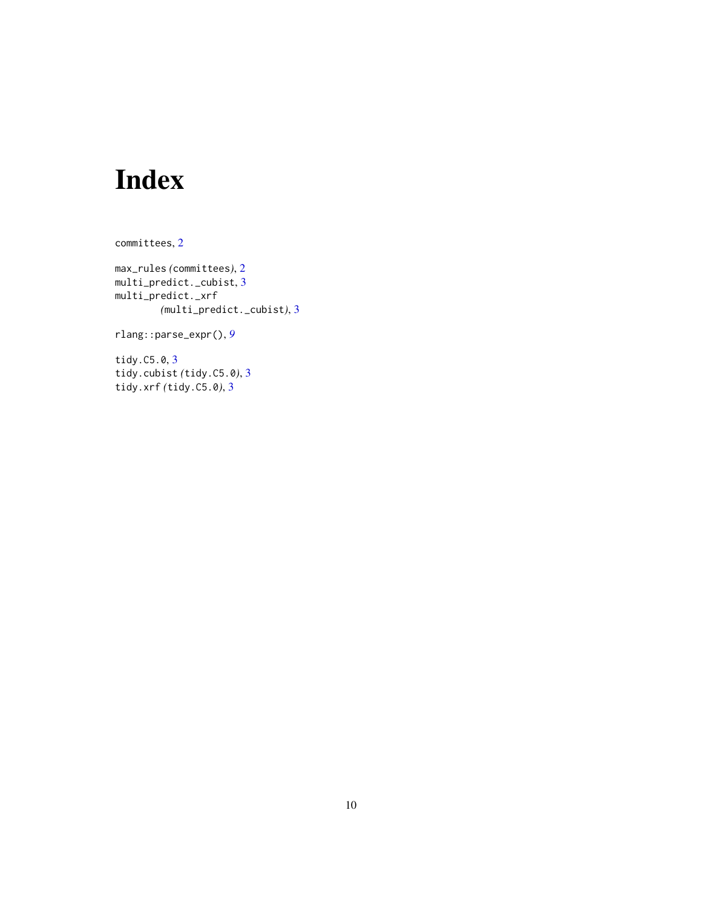# Index

committees, 2

max_rules (committees), 2
multi_predict._cubist, 3
multi_predict._xrf
 (multi_predict._cubist), 3

rlang::parse_expr(), 9

tidy.C5.0, 3
tidy.cubist (tidy.C5.0), 3
tidy.xrf (tidy.C5.0), 3